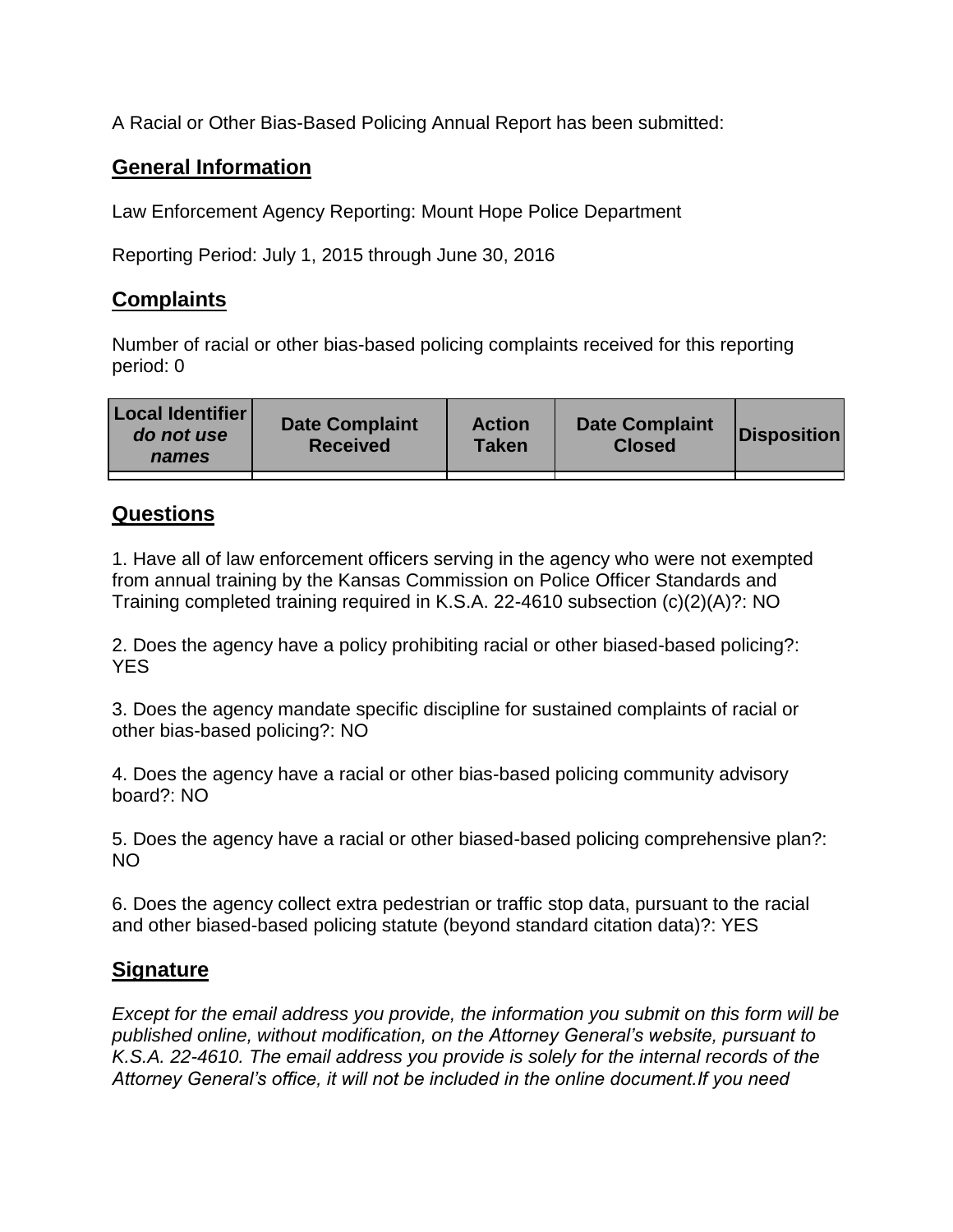A Racial or Other Bias-Based Policing Annual Report has been submitted:

## General Information

Law Enforcement Agency Reporting: Mount Hope Police Department

Reporting Period: July 1, 2015 through June 30, 2016

## Complaints

Number of racial or other bias-based policing complaints received for this reporting period: 0

| Local Identifier *do not use names* | Date Complaint Received | Action Taken | Date Complaint Closed | Disposition |
|---|---|---|---|---|
| | | | | |

## Questions

1. Have all of law enforcement officers serving in the agency who were not exempted from annual training by the Kansas Commission on Police Officer Standards and Training completed training required in K.S.A. 22-4610 subsection (c)(2)(A)?: NO

2. Does the agency have a policy prohibiting racial or other biased-based policing?: YES

3. Does the agency mandate specific discipline for sustained complaints of racial or other bias-based policing?: NO

4. Does the agency have a racial or other bias-based policing community advisory board?: NO

5. Does the agency have a racial or other biased-based policing comprehensive plan?: NO

6. Does the agency collect extra pedestrian or traffic stop data, pursuant to the racial and other biased-based policing statute (beyond standard citation data)?: YES

## Signature

*Except for the email address you provide, the information you submit on this form will be published online, without modification, on the Attorney General's website, pursuant to K.S.A. 22-4610. The email address you provide is solely for the internal records of the Attorney General's office, it will not be included in the online document.If you need*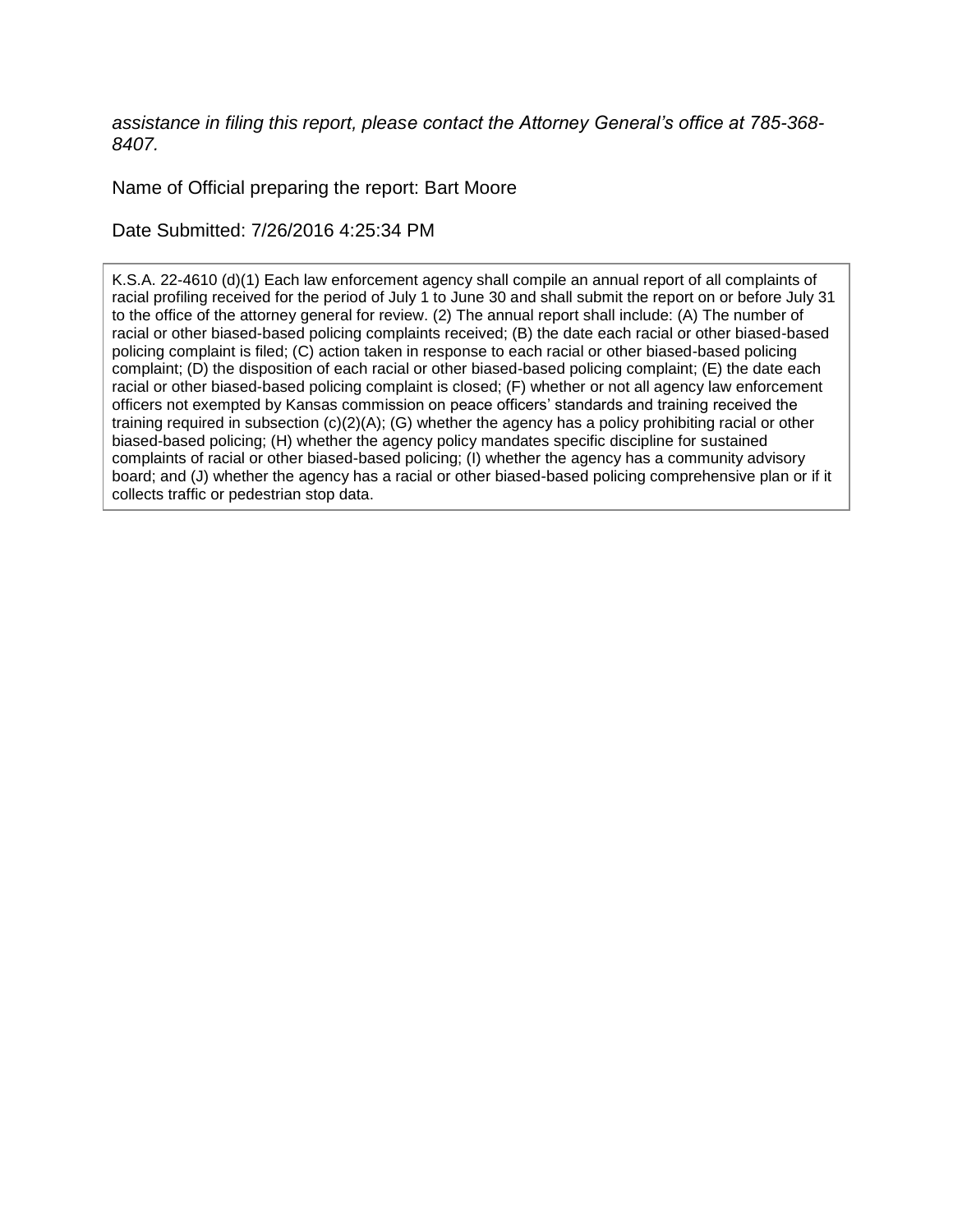*assistance in filing this report, please contact the Attorney General's office at 785-368-8407.*

Name of Official preparing the report: Bart Moore

Date Submitted: 7/26/2016 4:25:34 PM

K.S.A. 22-4610 (d)(1) Each law enforcement agency shall compile an annual report of all complaints of racial profiling received for the period of July 1 to June 30 and shall submit the report on or before July 31 to the office of the attorney general for review. (2) The annual report shall include: (A) The number of racial or other biased-based policing complaints received; (B) the date each racial or other biased-based policing complaint is filed; (C) action taken in response to each racial or other biased-based policing complaint; (D) the disposition of each racial or other biased-based policing complaint; (E) the date each racial or other biased-based policing complaint is closed; (F) whether or not all agency law enforcement officers not exempted by Kansas commission on peace officers' standards and training received the training required in subsection (c)(2)(A); (G) whether the agency has a policy prohibiting racial or other biased-based policing; (H) whether the agency policy mandates specific discipline for sustained complaints of racial or other biased-based policing; (I) whether the agency has a community advisory board; and (J) whether the agency has a racial or other biased-based policing comprehensive plan or if it collects traffic or pedestrian stop data.